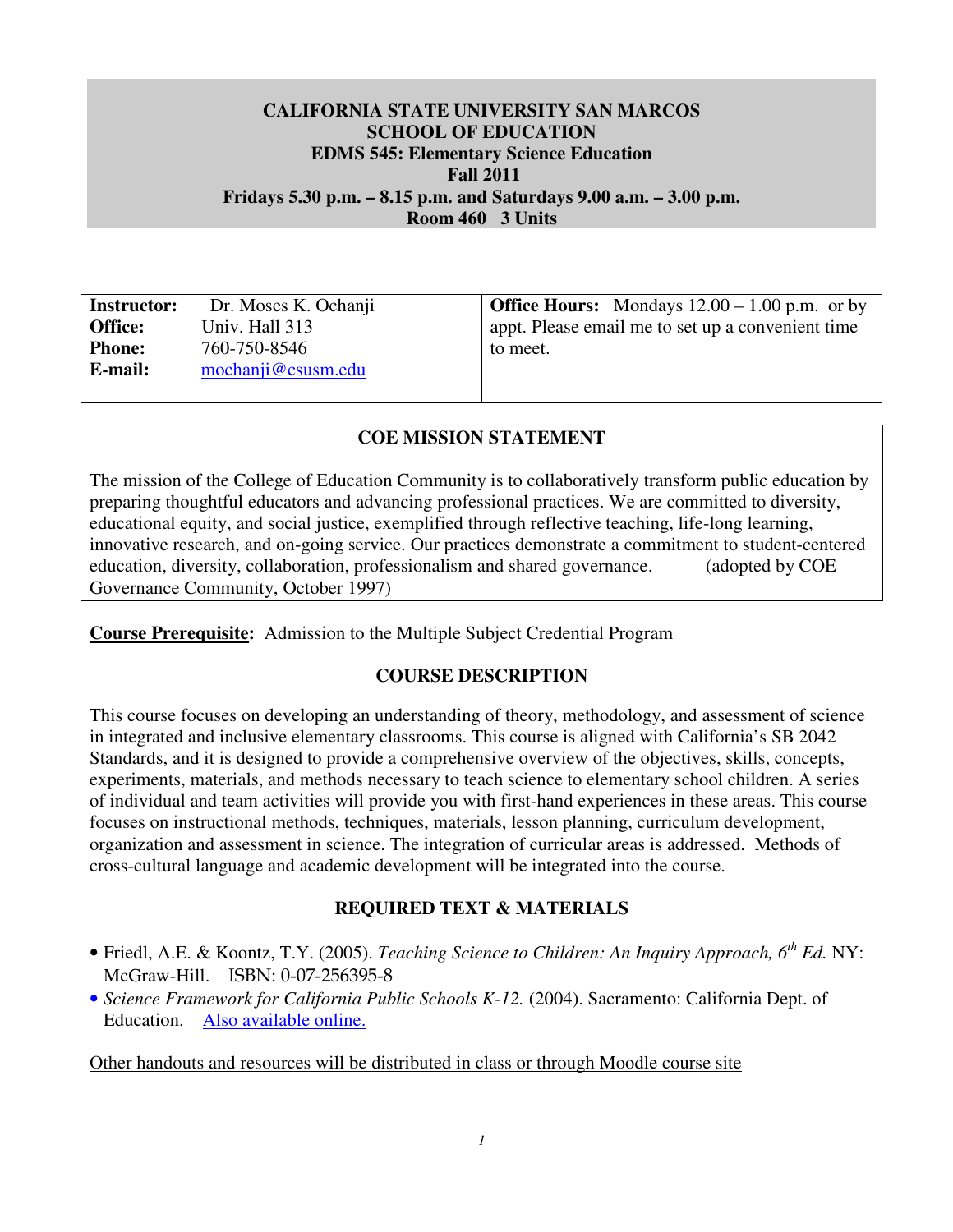# CALIFORNIA STATE UNIVERSITY SAN MARCOS
## SCHOOL OF EDUCATION
## EDMS 545: Elementary Science Education
**Fall 2011**

**Fridays 5.30 p.m. – 8.15 p.m. and Saturdays 9.00 a.m. – 3.00 p.m.**

**Room 460 3 Units**

| | |
|---|---|
| **Instructor:** Dr. Moses K. Ochanji<br>**Office:** Univ. Hall 313<br>**Phone:** 760-750-8546<br>**E-mail:** mochanji@csusm.edu | **Office Hours:** Mondays 12.00 – 1.00 p.m. or by appt. Please email me to set up a convenient time to meet. |

### COE MISSION STATEMENT

The mission of the College of Education Community is to collaboratively transform public education by preparing thoughtful educators and advancing professional practices. We are committed to diversity, educational equity, and social justice, exemplified through reflective teaching, life-long learning, innovative research, and on-going service. Our practices demonstrate a commitment to student-centered education, diversity, collaboration, professionalism and shared governance. (adopted by COE Governance Community, October 1997)

**Course Prerequisite:** Admission to the Multiple Subject Credential Program

### COURSE DESCRIPTION

This course focuses on developing an understanding of theory, methodology, and assessment of science in integrated and inclusive elementary classrooms. This course is aligned with California's SB 2042 Standards, and it is designed to provide a comprehensive overview of the objectives, skills, concepts, experiments, materials, and methods necessary to teach science to elementary school children. A series of individual and team activities will provide you with first-hand experiences in these areas. This course focuses on instructional methods, techniques, materials, lesson planning, curriculum development, organization and assessment in science. The integration of curricular areas is addressed. Methods of cross-cultural language and academic development will be integrated into the course.

### REQUIRED TEXT & MATERIALS

- Friedl, A.E. & Koontz, T.Y. (2005). *Teaching Science to Children: An Inquiry Approach, 6th Ed.* NY: McGraw-Hill. ISBN: 0-07-256395-8
- *Science Framework for California Public Schools K-12.* (2004). Sacramento: California Dept. of Education. Also available online.

Other handouts and resources will be distributed in class or through Moodle course site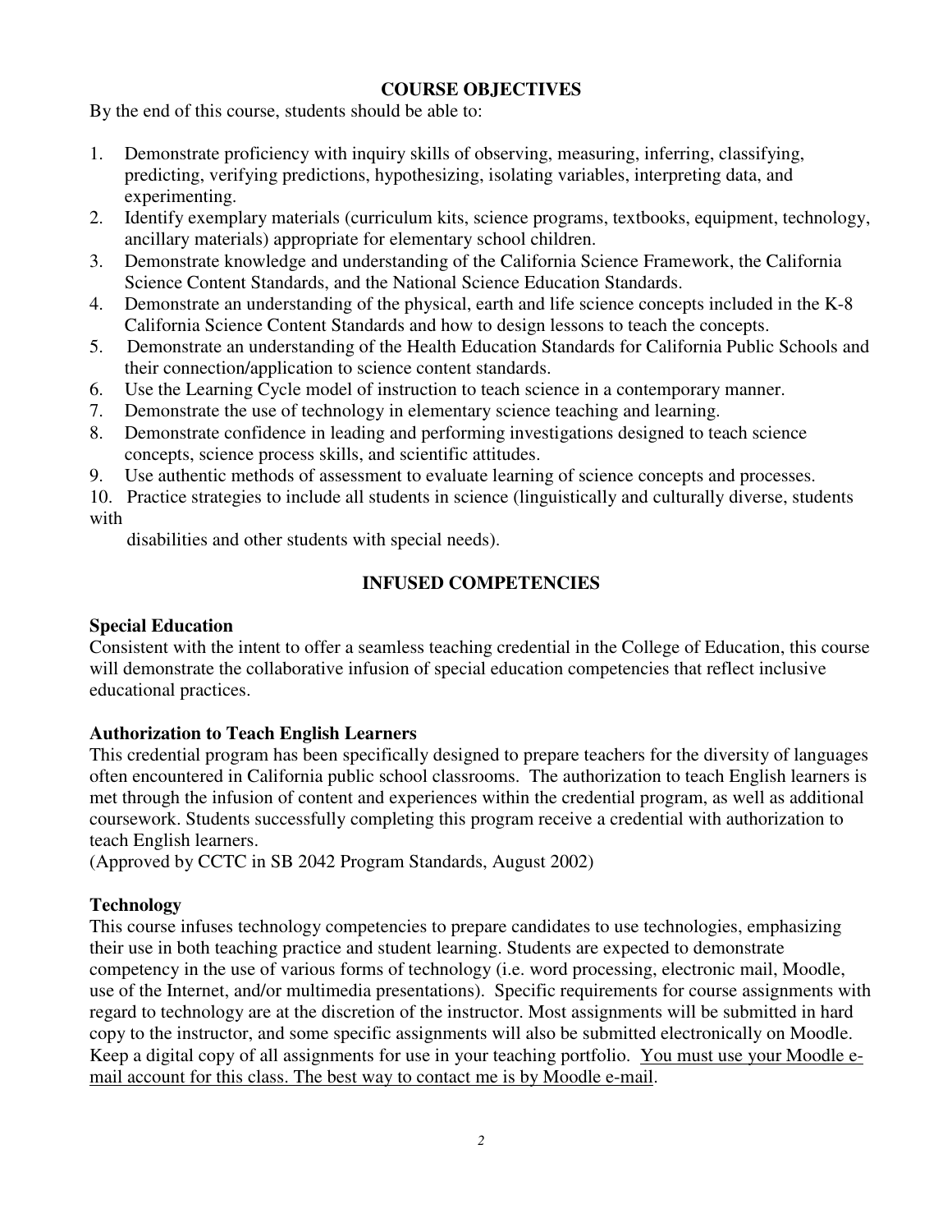## COURSE OBJECTIVES

By the end of this course, students should be able to:

1. Demonstrate proficiency with inquiry skills of observing, measuring, inferring, classifying, predicting, verifying predictions, hypothesizing, isolating variables, interpreting data, and experimenting.
2. Identify exemplary materials (curriculum kits, science programs, textbooks, equipment, technology, ancillary materials) appropriate for elementary school children.
3. Demonstrate knowledge and understanding of the California Science Framework, the California Science Content Standards, and the National Science Education Standards.
4. Demonstrate an understanding of the physical, earth and life science concepts included in the K-8 California Science Content Standards and how to design lessons to teach the concepts.
5. Demonstrate an understanding of the Health Education Standards for California Public Schools and their connection/application to science content standards.
6. Use the Learning Cycle model of instruction to teach science in a contemporary manner.
7. Demonstrate the use of technology in elementary science teaching and learning.
8. Demonstrate confidence in leading and performing investigations designed to teach science concepts, science process skills, and scientific attitudes.
9. Use authentic methods of assessment to evaluate learning of science concepts and processes.
10. Practice strategies to include all students in science (linguistically and culturally diverse, students with disabilities and other students with special needs).

## INFUSED COMPETENCIES

### Special Education

Consistent with the intent to offer a seamless teaching credential in the College of Education, this course will demonstrate the collaborative infusion of special education competencies that reflect inclusive educational practices.

### Authorization to Teach English Learners

This credential program has been specifically designed to prepare teachers for the diversity of languages often encountered in California public school classrooms. The authorization to teach English learners is met through the infusion of content and experiences within the credential program, as well as additional coursework. Students successfully completing this program receive a credential with authorization to teach English learners.
(Approved by CCTC in SB 2042 Program Standards, August 2002)

### Technology

This course infuses technology competencies to prepare candidates to use technologies, emphasizing their use in both teaching practice and student learning. Students are expected to demonstrate competency in the use of various forms of technology (i.e. word processing, electronic mail, Moodle, use of the Internet, and/or multimedia presentations). Specific requirements for course assignments with regard to technology are at the discretion of the instructor. Most assignments will be submitted in hard copy to the instructor, and some specific assignments will also be submitted electronically on Moodle. Keep a digital copy of all assignments for use in your teaching portfolio. <u>You must use your Moodle e-mail account for this class. The best way to contact me is by Moodle e-mail</u>.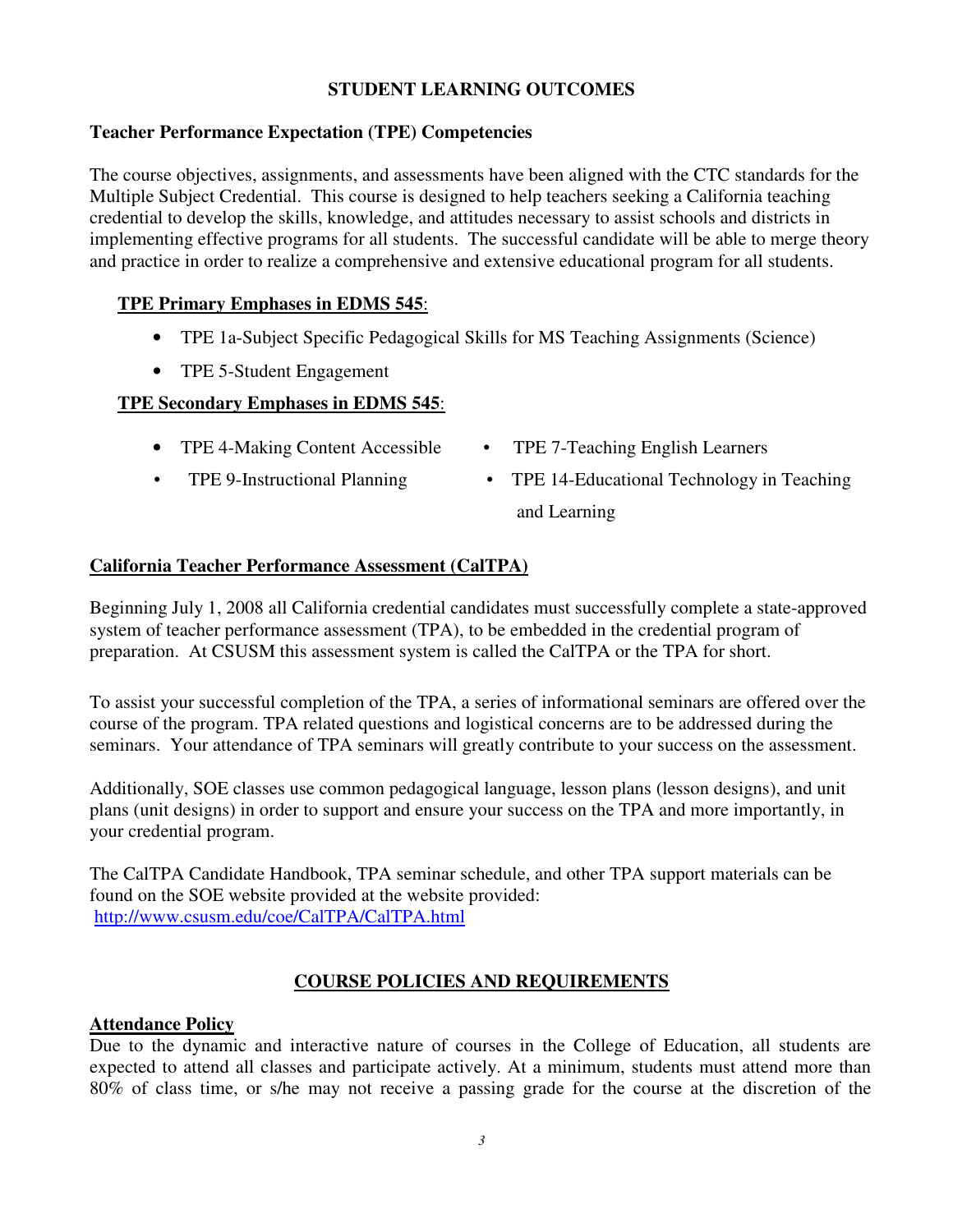## STUDENT LEARNING OUTCOMES

### Teacher Performance Expectation (TPE) Competencies

The course objectives, assignments, and assessments have been aligned with the CTC standards for the Multiple Subject Credential. This course is designed to help teachers seeking a California teaching credential to develop the skills, knowledge, and attitudes necessary to assist schools and districts in implementing effective programs for all students. The successful candidate will be able to merge theory and practice in order to realize a comprehensive and extensive educational program for all students.

**TPE Primary Emphases in EDMS 545**:

- TPE 1a-Subject Specific Pedagogical Skills for MS Teaching Assignments (Science)
- TPE 5-Student Engagement

**TPE Secondary Emphases in EDMS 545**:

- TPE 4-Making Content Accessible
- TPE 7-Teaching English Learners
- TPE 9-Instructional Planning
- TPE 14-Educational Technology in Teaching and Learning

### California Teacher Performance Assessment (CalTPA)

Beginning July 1, 2008 all California credential candidates must successfully complete a state-approved system of teacher performance assessment (TPA), to be embedded in the credential program of preparation. At CSUSM this assessment system is called the CalTPA or the TPA for short.

To assist your successful completion of the TPA, a series of informational seminars are offered over the course of the program. TPA related questions and logistical concerns are to be addressed during the seminars. Your attendance of TPA seminars will greatly contribute to your success on the assessment.

Additionally, SOE classes use common pedagogical language, lesson plans (lesson designs), and unit plans (unit designs) in order to support and ensure your success on the TPA and more importantly, in your credential program.

The CalTPA Candidate Handbook, TPA seminar schedule, and other TPA support materials can be found on the SOE website provided at the website provided:
http://www.csusm.edu/coe/CalTPA/CalTPA.html

## COURSE POLICIES AND REQUIREMENTS

### Attendance Policy

Due to the dynamic and interactive nature of courses in the College of Education, all students are expected to attend all classes and participate actively. At a minimum, students must attend more than 80% of class time, or s/he may not receive a passing grade for the course at the discretion of the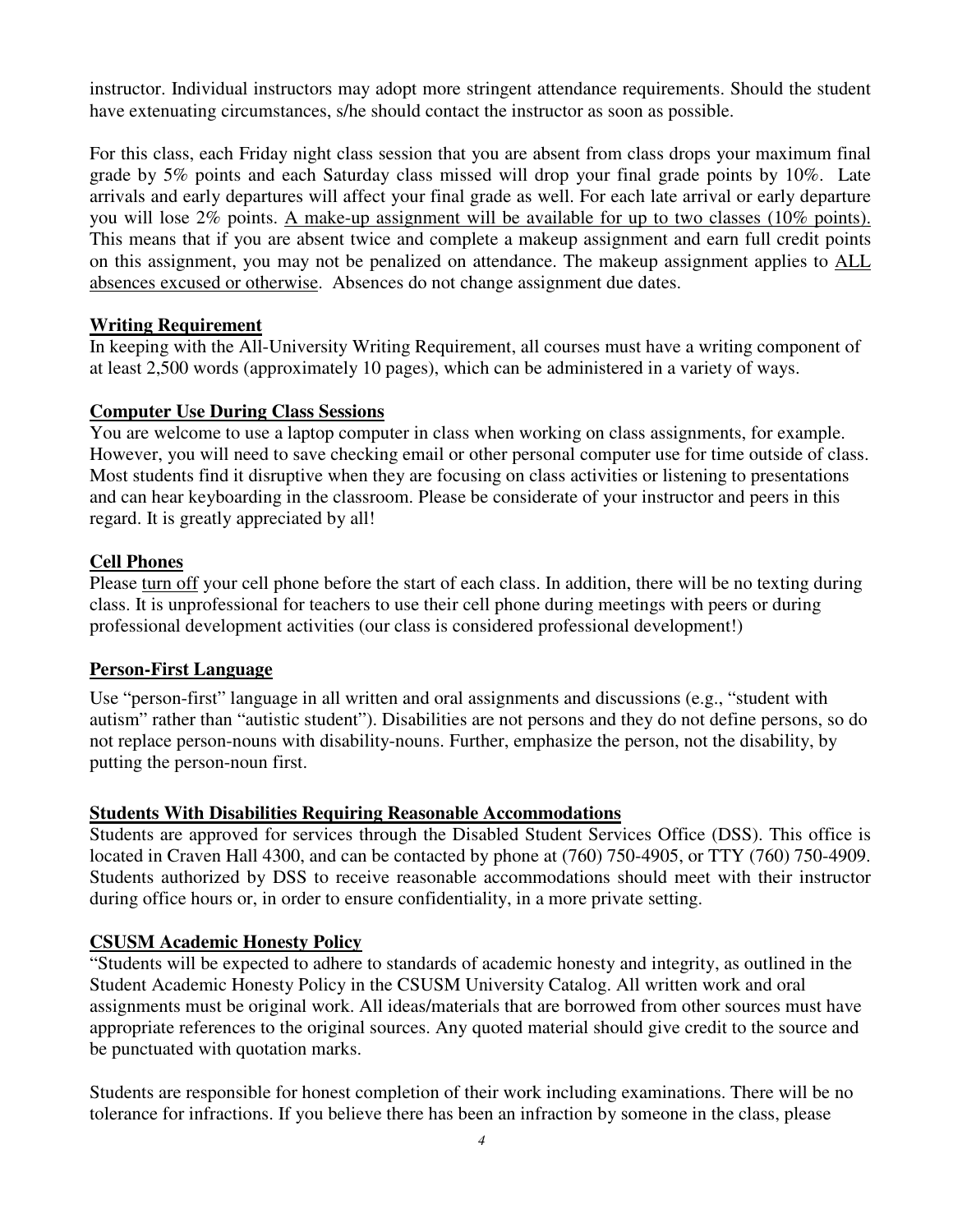instructor. Individual instructors may adopt more stringent attendance requirements. Should the student have extenuating circumstances, s/he should contact the instructor as soon as possible.

For this class, each Friday night class session that you are absent from class drops your maximum final grade by 5% points and each Saturday class missed will drop your final grade points by 10%. Late arrivals and early departures will affect your final grade as well. For each late arrival or early departure you will lose 2% points. <u>A make-up assignment will be available for up to two classes (10% points).</u> This means that if you are absent twice and complete a makeup assignment and earn full credit points on this assignment, you may not be penalized on attendance. The makeup assignment applies to <u>ALL absences excused or otherwise</u>. Absences do not change assignment due dates.

## Writing Requirement

In keeping with the All-University Writing Requirement, all courses must have a writing component of at least 2,500 words (approximately 10 pages), which can be administered in a variety of ways.

## Computer Use During Class Sessions

You are welcome to use a laptop computer in class when working on class assignments, for example. However, you will need to save checking email or other personal computer use for time outside of class. Most students find it disruptive when they are focusing on class activities or listening to presentations and can hear keyboarding in the classroom. Please be considerate of your instructor and peers in this regard. It is greatly appreciated by all!

## Cell Phones

Please <u>turn off</u> your cell phone before the start of each class. In addition, there will be no texting during class. It is unprofessional for teachers to use their cell phone during meetings with peers or during professional development activities (our class is considered professional development!)

## Person-First Language

Use "person-first" language in all written and oral assignments and discussions (e.g., "student with autism" rather than "autistic student"). Disabilities are not persons and they do not define persons, so do not replace person-nouns with disability-nouns. Further, emphasize the person, not the disability, by putting the person-noun first.

## Students With Disabilities Requiring Reasonable Accommodations

Students are approved for services through the Disabled Student Services Office (DSS). This office is located in Craven Hall 4300, and can be contacted by phone at (760) 750-4905, or TTY (760) 750-4909. Students authorized by DSS to receive reasonable accommodations should meet with their instructor during office hours or, in order to ensure confidentiality, in a more private setting.

## CSUSM Academic Honesty Policy

"Students will be expected to adhere to standards of academic honesty and integrity, as outlined in the Student Academic Honesty Policy in the CSUSM University Catalog. All written work and oral assignments must be original work. All ideas/materials that are borrowed from other sources must have appropriate references to the original sources. Any quoted material should give credit to the source and be punctuated with quotation marks.

Students are responsible for honest completion of their work including examinations. There will be no tolerance for infractions. If you believe there has been an infraction by someone in the class, please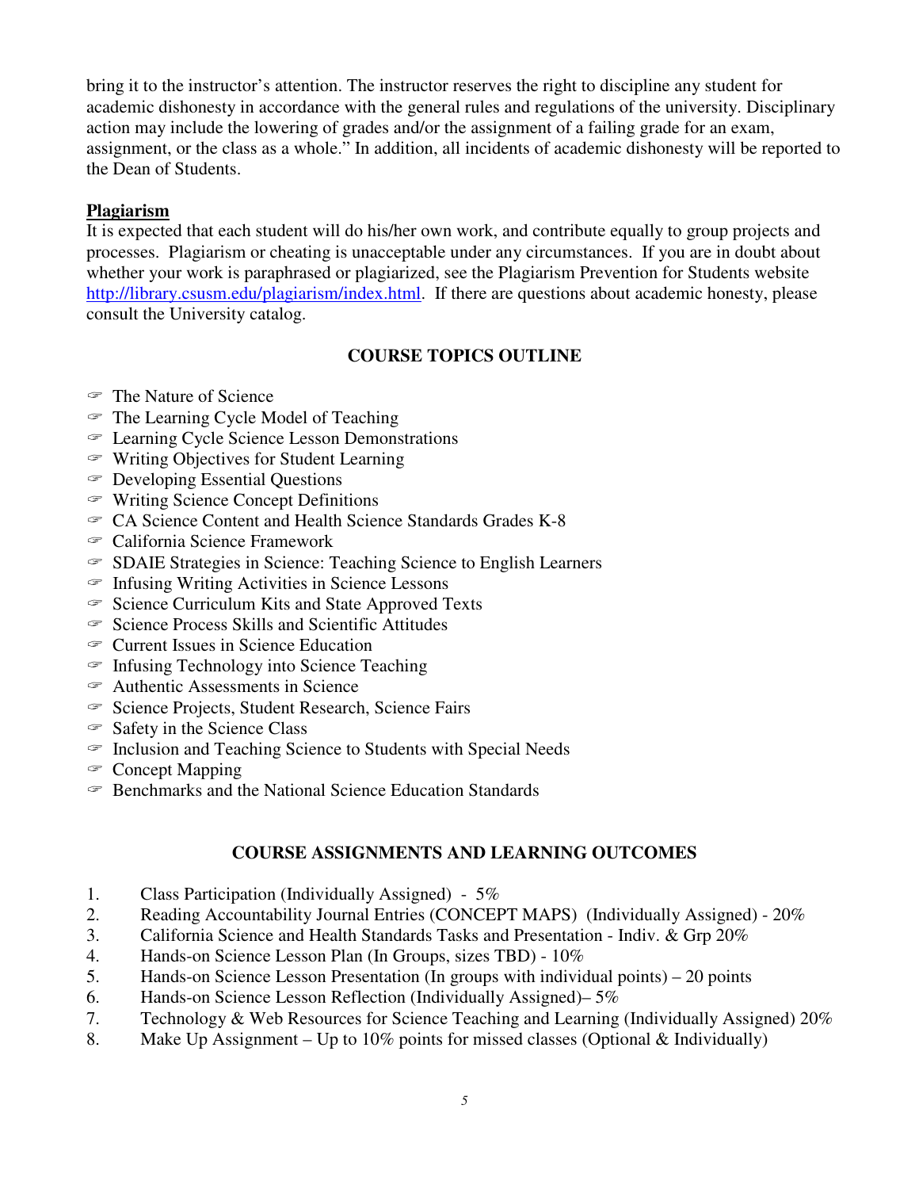bring it to the instructor's attention. The instructor reserves the right to discipline any student for academic dishonesty in accordance with the general rules and regulations of the university. Disciplinary action may include the lowering of grades and/or the assignment of a failing grade for an exam, assignment, or the class as a whole." In addition, all incidents of academic dishonesty will be reported to the Dean of Students.

**Plagiarism**

It is expected that each student will do his/her own work, and contribute equally to group projects and processes. Plagiarism or cheating is unacceptable under any circumstances. If you are in doubt about whether your work is paraphrased or plagiarized, see the Plagiarism Prevention for Students website http://library.csusm.edu/plagiarism/index.html. If there are questions about academic honesty, please consult the University catalog.

## COURSE TOPICS OUTLINE

- The Nature of Science
- The Learning Cycle Model of Teaching
- Learning Cycle Science Lesson Demonstrations
- Writing Objectives for Student Learning
- Developing Essential Questions
- Writing Science Concept Definitions
- CA Science Content and Health Science Standards Grades K-8
- California Science Framework
- SDAIE Strategies in Science: Teaching Science to English Learners
- Infusing Writing Activities in Science Lessons
- Science Curriculum Kits and State Approved Texts
- Science Process Skills and Scientific Attitudes
- Current Issues in Science Education
- Infusing Technology into Science Teaching
- Authentic Assessments in Science
- Science Projects, Student Research, Science Fairs
- Safety in the Science Class
- Inclusion and Teaching Science to Students with Special Needs
- Concept Mapping
- Benchmarks and the National Science Education Standards

## COURSE ASSIGNMENTS AND LEARNING OUTCOMES

1. Class Participation (Individually Assigned) - 5%
2. Reading Accountability Journal Entries (CONCEPT MAPS) (Individually Assigned) - 20%
3. California Science and Health Standards Tasks and Presentation - Indiv. & Grp 20%
4. Hands-on Science Lesson Plan (In Groups, sizes TBD) - 10%
5. Hands-on Science Lesson Presentation (In groups with individual points) – 20 points
6. Hands-on Science Lesson Reflection (Individually Assigned)– 5%
7. Technology & Web Resources for Science Teaching and Learning (Individually Assigned) 20%
8. Make Up Assignment – Up to 10% points for missed classes (Optional & Individually)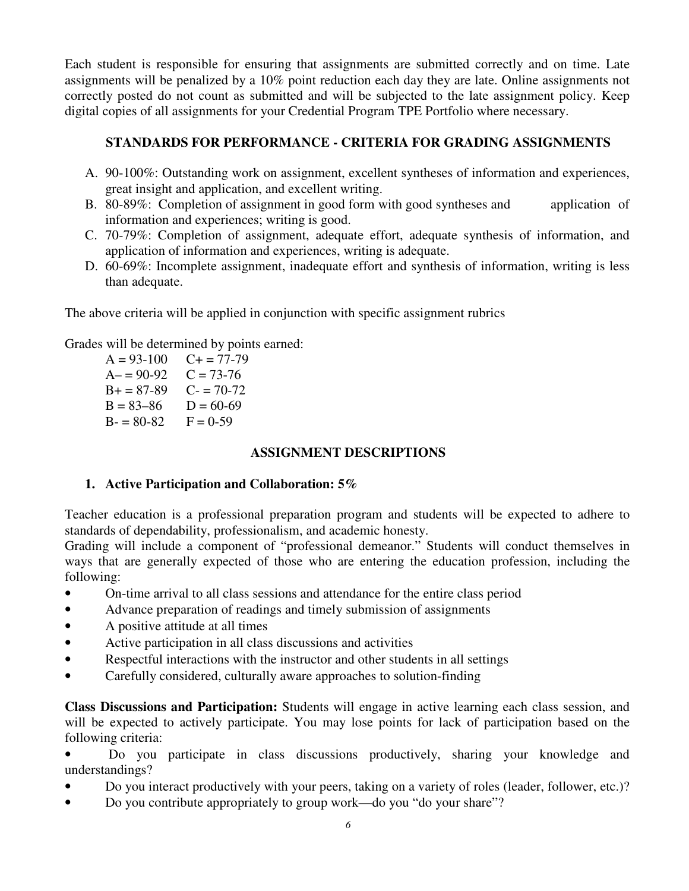Each student is responsible for ensuring that assignments are submitted correctly and on time. Late assignments will be penalized by a 10% point reduction each day they are late. Online assignments not correctly posted do not count as submitted and will be subjected to the late assignment policy. Keep digital copies of all assignments for your Credential Program TPE Portfolio where necessary.

## STANDARDS FOR PERFORMANCE - CRITERIA FOR GRADING ASSIGNMENTS

A. 90-100%: Outstanding work on assignment, excellent syntheses of information and experiences, great insight and application, and excellent writing.
B. 80-89%: Completion of assignment in good form with good syntheses and application of information and experiences; writing is good.
C. 70-79%: Completion of assignment, adequate effort, adequate synthesis of information, and application of information and experiences, writing is adequate.
D. 60-69%: Incomplete assignment, inadequate effort and synthesis of information, writing is less than adequate.

The above criteria will be applied in conjunction with specific assignment rubrics

Grades will be determined by points earned:

| | |
|---|---|
| A = 93-100 | C+ = 77-79 |
| A– = 90-92 | C = 73-76 |
| B+ = 87-89 | C- = 70-72 |
| B = 83–86 | D = 60-69 |
| B- = 80-82 | F = 0-59 |

## ASSIGNMENT DESCRIPTIONS

### 1. Active Participation and Collaboration: 5%

Teacher education is a professional preparation program and students will be expected to adhere to standards of dependability, professionalism, and academic honesty.

Grading will include a component of "professional demeanor." Students will conduct themselves in ways that are generally expected of those who are entering the education profession, including the following:

- On-time arrival to all class sessions and attendance for the entire class period
- Advance preparation of readings and timely submission of assignments
- A positive attitude at all times
- Active participation in all class discussions and activities
- Respectful interactions with the instructor and other students in all settings
- Carefully considered, culturally aware approaches to solution-finding

**Class Discussions and Participation:** Students will engage in active learning each class session, and will be expected to actively participate. You may lose points for lack of participation based on the following criteria:

- Do you participate in class discussions productively, sharing your knowledge and understandings?
- Do you interact productively with your peers, taking on a variety of roles (leader, follower, etc.)?
- Do you contribute appropriately to group work—do you "do your share"?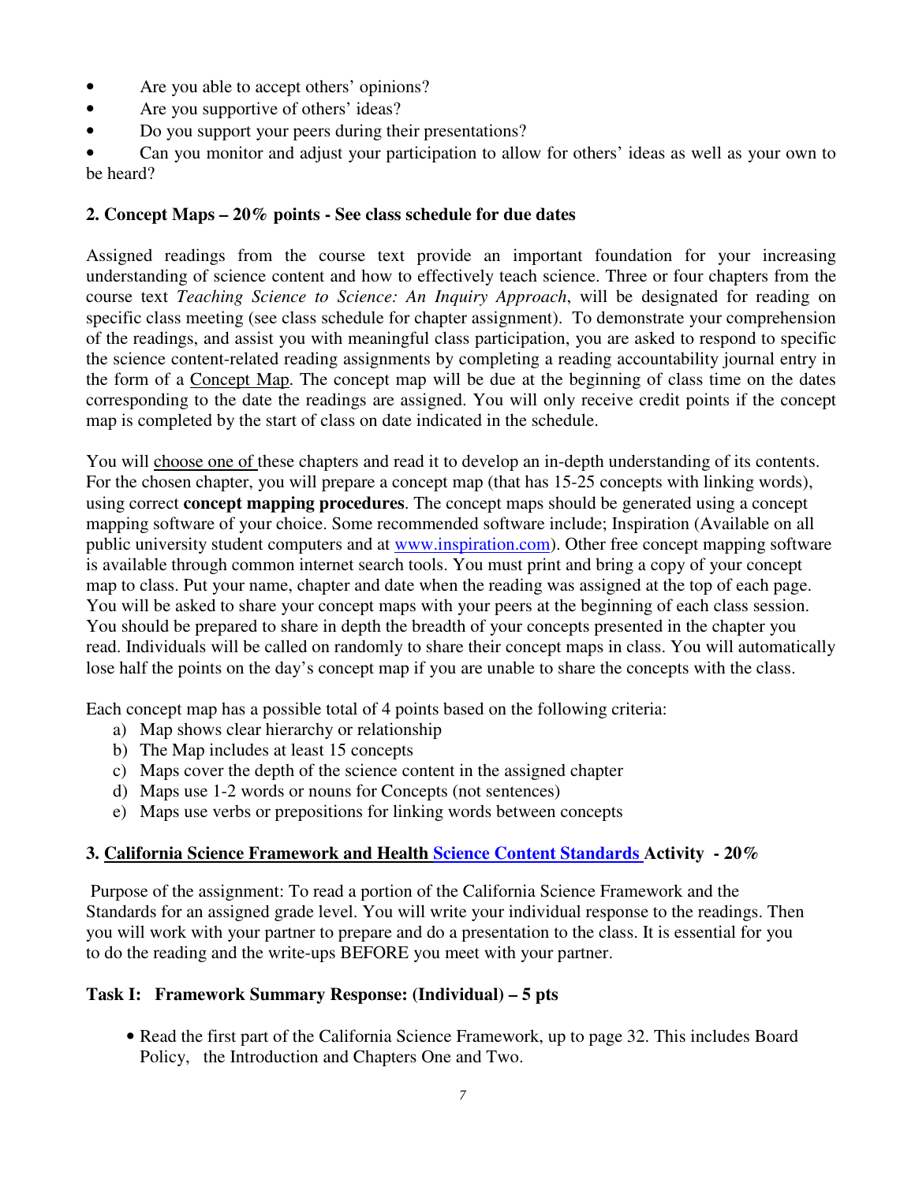- Are you able to accept others' opinions?
- Are you supportive of others' ideas?
- Do you support your peers during their presentations?
- Can you monitor and adjust your participation to allow for others' ideas as well as your own to be heard?

**2. Concept Maps – 20% points - See class schedule for due dates**

Assigned readings from the course text provide an important foundation for your increasing understanding of science content and how to effectively teach science. Three or four chapters from the course text *Teaching Science to Science: An Inquiry Approach*, will be designated for reading on specific class meeting (see class schedule for chapter assignment). To demonstrate your comprehension of the readings, and assist you with meaningful class participation, you are asked to respond to specific the science content-related reading assignments by completing a reading accountability journal entry in the form of a Concept Map. The concept map will be due at the beginning of class time on the dates corresponding to the date the readings are assigned. You will only receive credit points if the concept map is completed by the start of class on date indicated in the schedule.

You will choose one of these chapters and read it to develop an in-depth understanding of its contents. For the chosen chapter, you will prepare a concept map (that has 15-25 concepts with linking words), using correct **concept mapping procedures**. The concept maps should be generated using a concept mapping software of your choice. Some recommended software include; Inspiration (Available on all public university student computers and at [www.inspiration.com](http://www.inspiration.com)). Other free concept mapping software is available through common internet search tools. You must print and bring a copy of your concept map to class. Put your name, chapter and date when the reading was assigned at the top of each page. You will be asked to share your concept maps with your peers at the beginning of each class session. You should be prepared to share in depth the breadth of your concepts presented in the chapter you read. Individuals will be called on randomly to share their concept maps in class. You will automatically lose half the points on the day's concept map if you are unable to share the concepts with the class.

Each concept map has a possible total of 4 points based on the following criteria:

a) Map shows clear hierarchy or relationship
b) The Map includes at least 15 concepts
c) Maps cover the depth of the science content in the assigned chapter
d) Maps use 1-2 words or nouns for Concepts (not sentences)
e) Maps use verbs or prepositions for linking words between concepts

**3. California Science Framework and Health Science Content Standards Activity - 20%**

Purpose of the assignment: To read a portion of the California Science Framework and the Standards for an assigned grade level. You will write your individual response to the readings. Then you will work with your partner to prepare and do a presentation to the class. It is essential for you to do the reading and the write-ups BEFORE you meet with your partner.

**Task I: Framework Summary Response: (Individual) – 5 pts**

- Read the first part of the California Science Framework, up to page 32. This includes Board Policy, the Introduction and Chapters One and Two.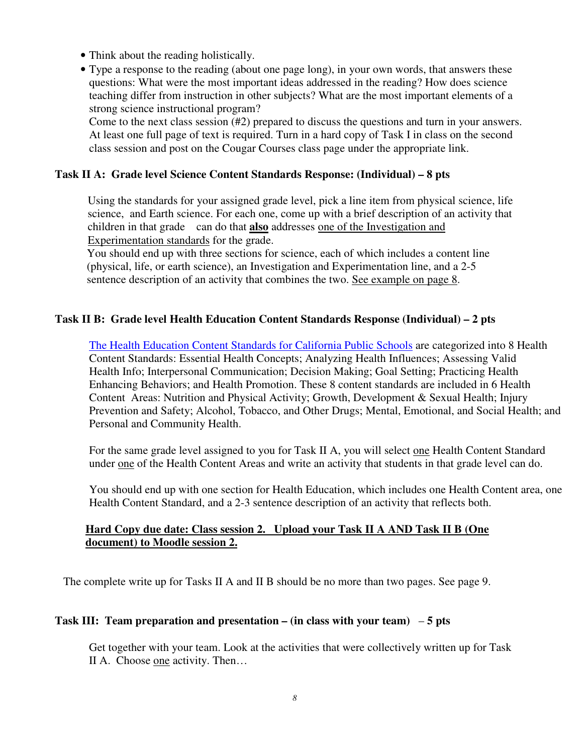- Think about the reading holistically.
- Type a response to the reading (about one page long), in your own words, that answers these questions: What were the most important ideas addressed in the reading? How does science teaching differ from instruction in other subjects? What are the most important elements of a strong science instructional program?

  Come to the next class session (#2) prepared to discuss the questions and turn in your answers. At least one full page of text is required. Turn in a hard copy of Task I in class on the second class session and post on the Cougar Courses class page under the appropriate link.

### Task II A: Grade level Science Content Standards Response: (Individual) – 8 pts

Using the standards for your assigned grade level, pick a line item from physical science, life science, and Earth science. For each one, come up with a brief description of an activity that children in that grade can do that **also** addresses one of the Investigation and Experimentation standards for the grade.

You should end up with three sections for science, each of which includes a content line (physical, life, or earth science), an Investigation and Experimentation line, and a 2-5 sentence description of an activity that combines the two. See example on page 8.

### Task II B: Grade level Health Education Content Standards Response (Individual) – 2 pts

The Health Education Content Standards for California Public Schools are categorized into 8 Health Content Standards: Essential Health Concepts; Analyzing Health Influences; Assessing Valid Health Info; Interpersonal Communication; Decision Making; Goal Setting; Practicing Health Enhancing Behaviors; and Health Promotion. These 8 content standards are included in 6 Health Content Areas: Nutrition and Physical Activity; Growth, Development & Sexual Health; Injury Prevention and Safety; Alcohol, Tobacco, and Other Drugs; Mental, Emotional, and Social Health; and Personal and Community Health.

For the same grade level assigned to you for Task II A, you will select one Health Content Standard under one of the Health Content Areas and write an activity that students in that grade level can do.

You should end up with one section for Health Education, which includes one Health Content area, one Health Content Standard, and a 2-3 sentence description of an activity that reflects both.

**Hard Copy due date: Class session 2. Upload your Task II A AND Task II B (One document) to Moodle session 2.**

The complete write up for Tasks II A and II B should be no more than two pages. See page 9.

### Task III: Team preparation and presentation – (in class with your team) – 5 pts

Get together with your team. Look at the activities that were collectively written up for Task II A. Choose one activity. Then…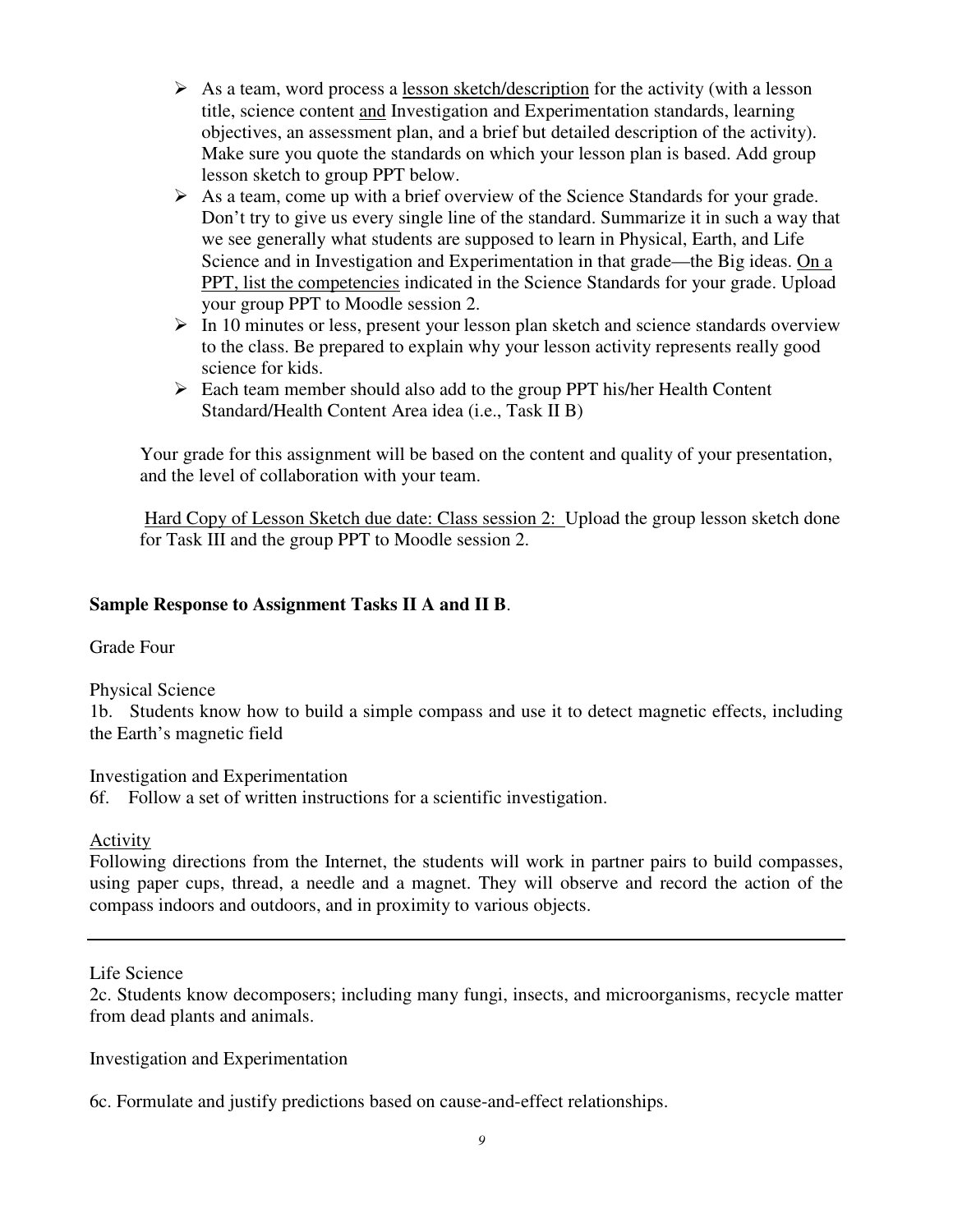- As a team, word process a <u>lesson sketch/description</u> for the activity (with a lesson title, science content <u>and</u> Investigation and Experimentation standards, learning objectives, an assessment plan, and a brief but detailed description of the activity). Make sure you quote the standards on which your lesson plan is based. Add group lesson sketch to group PPT below.
- As a team, come up with a brief overview of the Science Standards for your grade. Don't try to give us every single line of the standard. Summarize it in such a way that we see generally what students are supposed to learn in Physical, Earth, and Life Science and in Investigation and Experimentation in that grade—the Big ideas. <u>On a PPT, list the competencies</u> indicated in the Science Standards for your grade. Upload your group PPT to Moodle session 2.
- In 10 minutes or less, present your lesson plan sketch and science standards overview to the class. Be prepared to explain why your lesson activity represents really good science for kids.
- Each team member should also add to the group PPT his/her Health Content Standard/Health Content Area idea (i.e., Task II B)

Your grade for this assignment will be based on the content and quality of your presentation, and the level of collaboration with your team.

<u>Hard Copy of Lesson Sketch due date: Class session 2:</u> Upload the group lesson sketch done for Task III and the group PPT to Moodle session 2.

**Sample Response to Assignment Tasks II A and II B**.

Grade Four

Physical Science

1b. Students know how to build a simple compass and use it to detect magnetic effects, including the Earth's magnetic field

Investigation and Experimentation

6f. Follow a set of written instructions for a scientific investigation.

<u>Activity</u>

Following directions from the Internet, the students will work in partner pairs to build compasses, using paper cups, thread, a needle and a magnet. They will observe and record the action of the compass indoors and outdoors, and in proximity to various objects.

---

Life Science

2c. Students know decomposers; including many fungi, insects, and microorganisms, recycle matter from dead plants and animals.

Investigation and Experimentation

6c. Formulate and justify predictions based on cause-and-effect relationships.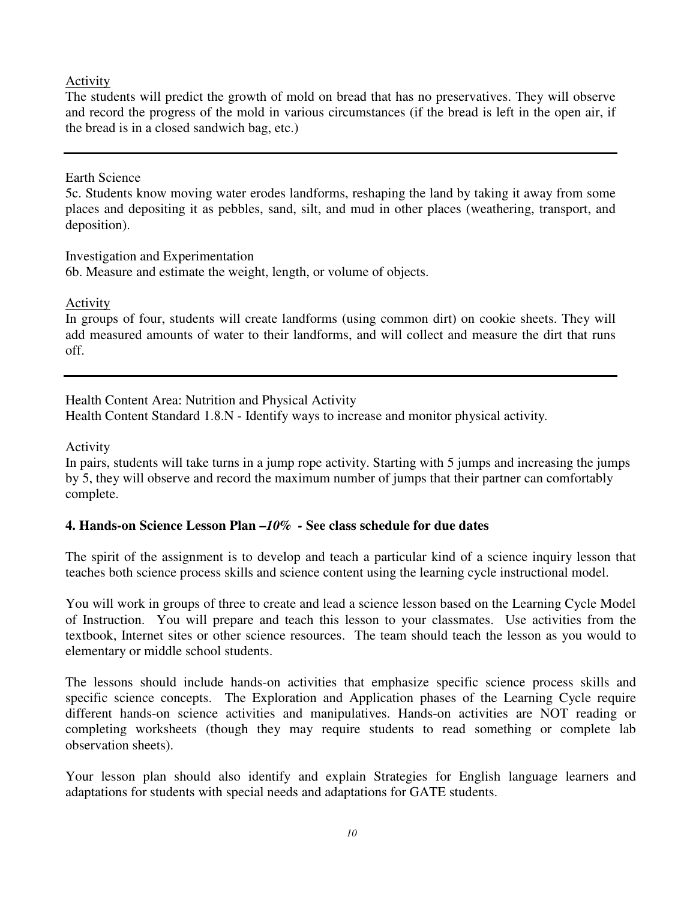<u>Activity</u>

The students will predict the growth of mold on bread that has no preservatives. They will observe and record the progress of the mold in various circumstances (if the bread is left in the open air, if the bread is in a closed sandwich bag, etc.)

---

Earth Science

5c. Students know moving water erodes landforms, reshaping the land by taking it away from some places and depositing it as pebbles, sand, silt, and mud in other places (weathering, transport, and deposition).

Investigation and Experimentation

6b. Measure and estimate the weight, length, or volume of objects.

<u>Activity</u>

In groups of four, students will create landforms (using common dirt) on cookie sheets. They will add measured amounts of water to their landforms, and will collect and measure the dirt that runs off.

---

Health Content Area: Nutrition and Physical Activity

Health Content Standard 1.8.N - Identify ways to increase and monitor physical activity.

Activity

In pairs, students will take turns in a jump rope activity. Starting with 5 jumps and increasing the jumps by 5, they will observe and record the maximum number of jumps that their partner can comfortably complete.

**4. Hands-on Science Lesson Plan –*10%* - See class schedule for due dates**

The spirit of the assignment is to develop and teach a particular kind of a science inquiry lesson that teaches both science process skills and science content using the learning cycle instructional model.

You will work in groups of three to create and lead a science lesson based on the Learning Cycle Model of Instruction. You will prepare and teach this lesson to your classmates. Use activities from the textbook, Internet sites or other science resources. The team should teach the lesson as you would to elementary or middle school students.

The lessons should include hands-on activities that emphasize specific science process skills and specific science concepts. The Exploration and Application phases of the Learning Cycle require different hands-on science activities and manipulatives. Hands-on activities are NOT reading or completing worksheets (though they may require students to read something or complete lab observation sheets).

Your lesson plan should also identify and explain Strategies for English language learners and adaptations for students with special needs and adaptations for GATE students.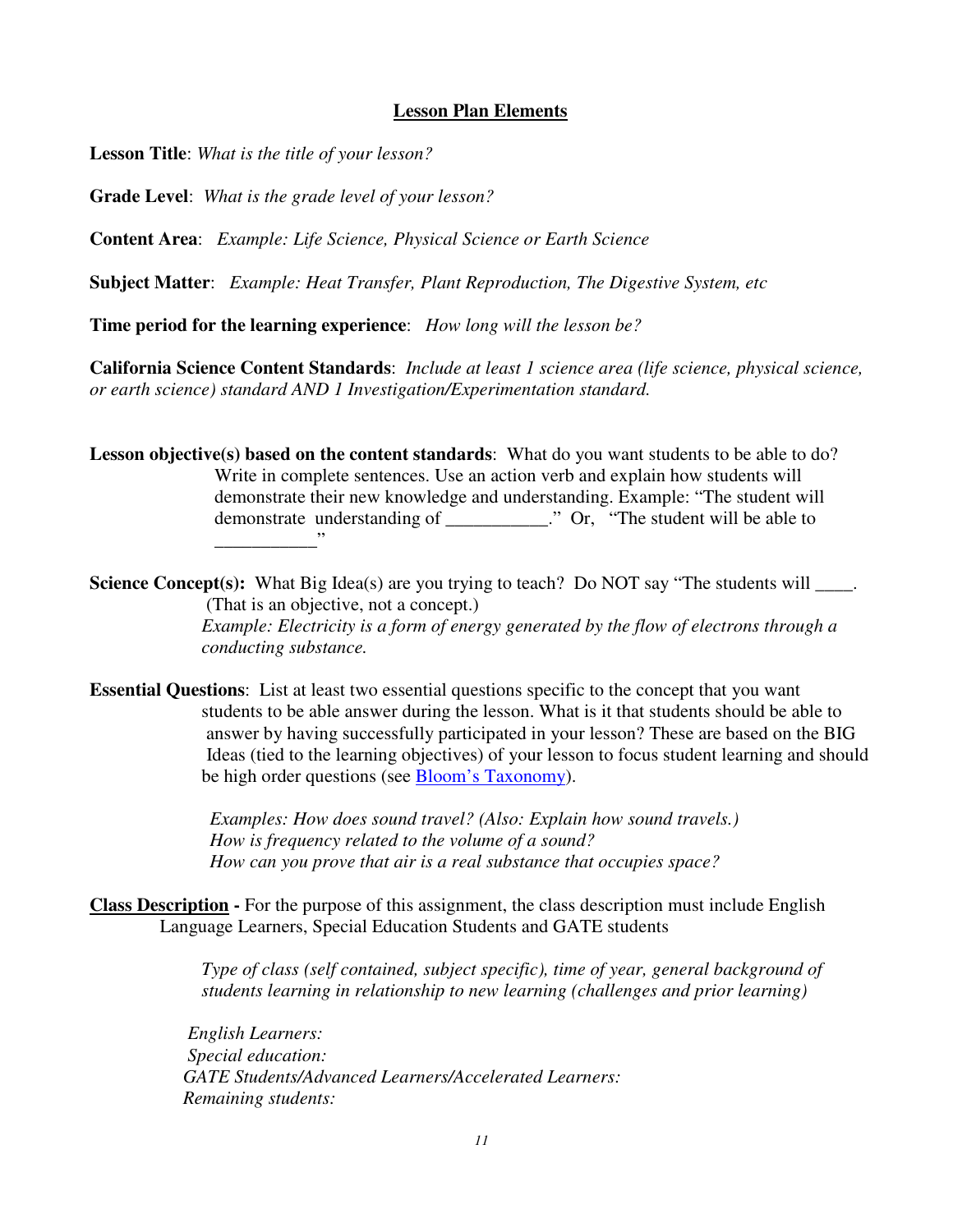## Lesson Plan Elements

**Lesson Title**: *What is the title of your lesson?*

**Grade Level**: *What is the grade level of your lesson?*

**Content Area**: *Example: Life Science, Physical Science or Earth Science*

**Subject Matter**: *Example: Heat Transfer, Plant Reproduction, The Digestive System, etc*

**Time period for the learning experience**: *How long will the lesson be?*

**California Science Content Standards**: *Include at least 1 science area (life science, physical science, or earth science) standard AND 1 Investigation/Experimentation standard.*

**Lesson objective(s) based on the content standards**: What do you want students to be able to do? Write in complete sentences. Use an action verb and explain how students will demonstrate their new knowledge and understanding. Example: "The student will demonstrate understanding of ___________." Or, "The student will be able to ___________"

**Science Concept(s):** What Big Idea(s) are you trying to teach? Do NOT say "The students will ____. (That is an objective, not a concept.)

*Example: Electricity is a form of energy generated by the flow of electrons through a conducting substance.*

**Essential Questions**: List at least two essential questions specific to the concept that you want students to be able answer during the lesson. What is it that students should be able to answer by having successfully participated in your lesson? These are based on the BIG Ideas (tied to the learning objectives) of your lesson to focus student learning and should be high order questions (see Bloom's Taxonomy).

*Examples: How does sound travel? (Also: Explain how sound travels.)*
*How is frequency related to the volume of a sound?*
*How can you prove that air is a real substance that occupies space?*

**Class Description** - For the purpose of this assignment, the class description must include English Language Learners, Special Education Students and GATE students

*Type of class (self contained, subject specific), time of year, general background of students learning in relationship to new learning (challenges and prior learning)*

*English Learners:*
*Special education:*
*GATE Students/Advanced Learners/Accelerated Learners:*
*Remaining students:*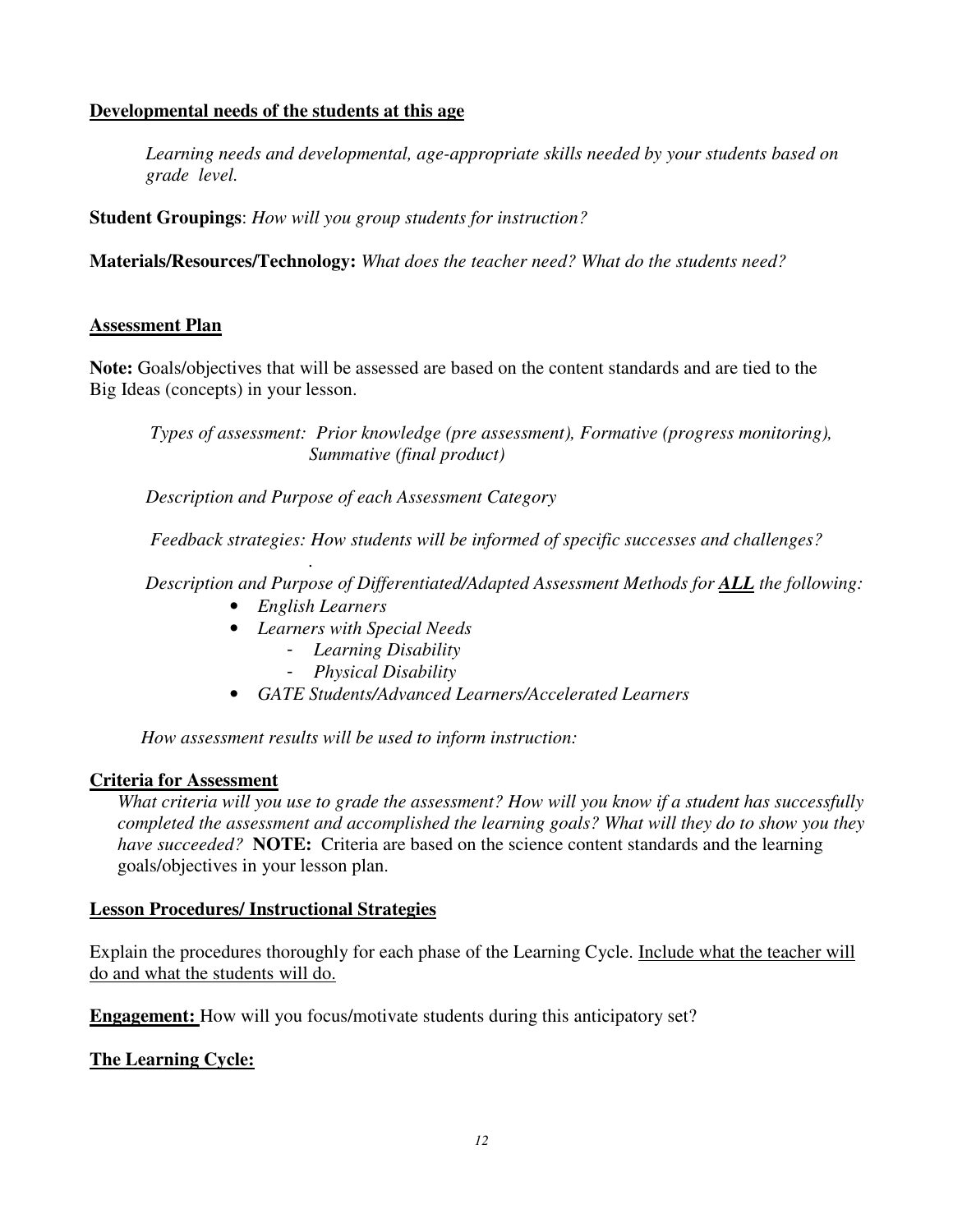**<u>Developmental needs of the students at this age</u>**

*Learning needs and developmental, age-appropriate skills needed by your students based on grade level.*

**Student Groupings**: *How will you group students for instruction?*

**Materials/Resources/Technology:** *What does the teacher need? What do the students need?*

**<u>Assessment Plan</u>**

**Note:** Goals/objectives that will be assessed are based on the content standards and are tied to the Big Ideas (concepts) in your lesson.

*Types of assessment: Prior knowledge (pre assessment), Formative (progress monitoring), Summative (final product)*

*Description and Purpose of each Assessment Category*

*Feedback strategies: How students will be informed of specific successes and challenges?*

*Description and Purpose of Differentiated/Adapted Assessment Methods for* ***<u>ALL</u>*** *the following:*

- *English Learners*
- *Learners with Special Needs*
  - *Learning Disability*
  - *Physical Disability*
- *GATE Students/Advanced Learners/Accelerated Learners*

*How assessment results will be used to inform instruction:*

**<u>Criteria for Assessment</u>**

*What criteria will you use to grade the assessment? How will you know if a student has successfully completed the assessment and accomplished the learning goals? What will they do to show you they have succeeded?* **NOTE:** Criteria are based on the science content standards and the learning goals/objectives in your lesson plan.

**<u>Lesson Procedures/ Instructional Strategies</u>**

Explain the procedures thoroughly for each phase of the Learning Cycle. <u>Include what the teacher will do and what the students will do.</u>

**<u>Engagement:</u>** How will you focus/motivate students during this anticipatory set?

**<u>The Learning Cycle:</u>**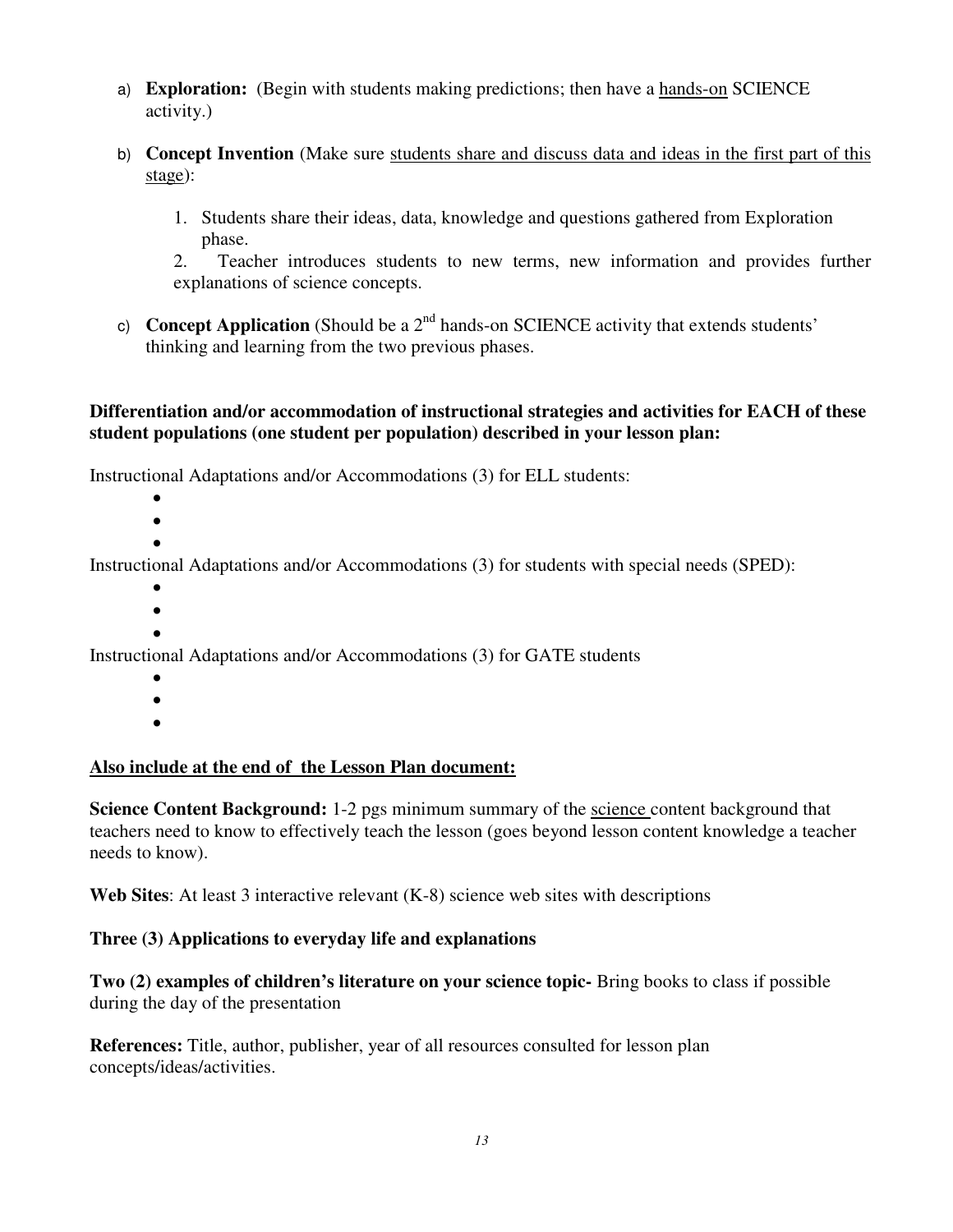a) **Exploration:** (Begin with students making predictions; then have a <u>hands-on</u> SCIENCE activity.)

b) **Concept Invention** (Make sure <u>students share and discuss data and ideas in the first part of this stage</u>):

   1. Students share their ideas, data, knowledge and questions gathered from Exploration phase.
   2. Teacher introduces students to new terms, new information and provides further explanations of science concepts.

c) **Concept Application** (Should be a 2nd hands-on SCIENCE activity that extends students' thinking and learning from the two previous phases.

**Differentiation and/or accommodation of instructional strategies and activities for EACH of these student populations (one student per population) described in your lesson plan:**

Instructional Adaptations and/or Accommodations (3) for ELL students:

- 
- 
- 

Instructional Adaptations and/or Accommodations (3) for students with special needs (SPED):

- 
- 
- 

Instructional Adaptations and/or Accommodations (3) for GATE students

- 
- 
- 

**<u>Also include at the end of the Lesson Plan document:</u>**

**Science Content Background:** 1-2 pgs minimum summary of the <u>science</u> content background that teachers need to know to effectively teach the lesson (goes beyond lesson content knowledge a teacher needs to know).

**Web Sites**: At least 3 interactive relevant (K-8) science web sites with descriptions

**Three (3) Applications to everyday life and explanations**

**Two (2) examples of children's literature on your science topic-** Bring books to class if possible during the day of the presentation

**References:** Title, author, publisher, year of all resources consulted for lesson plan concepts/ideas/activities.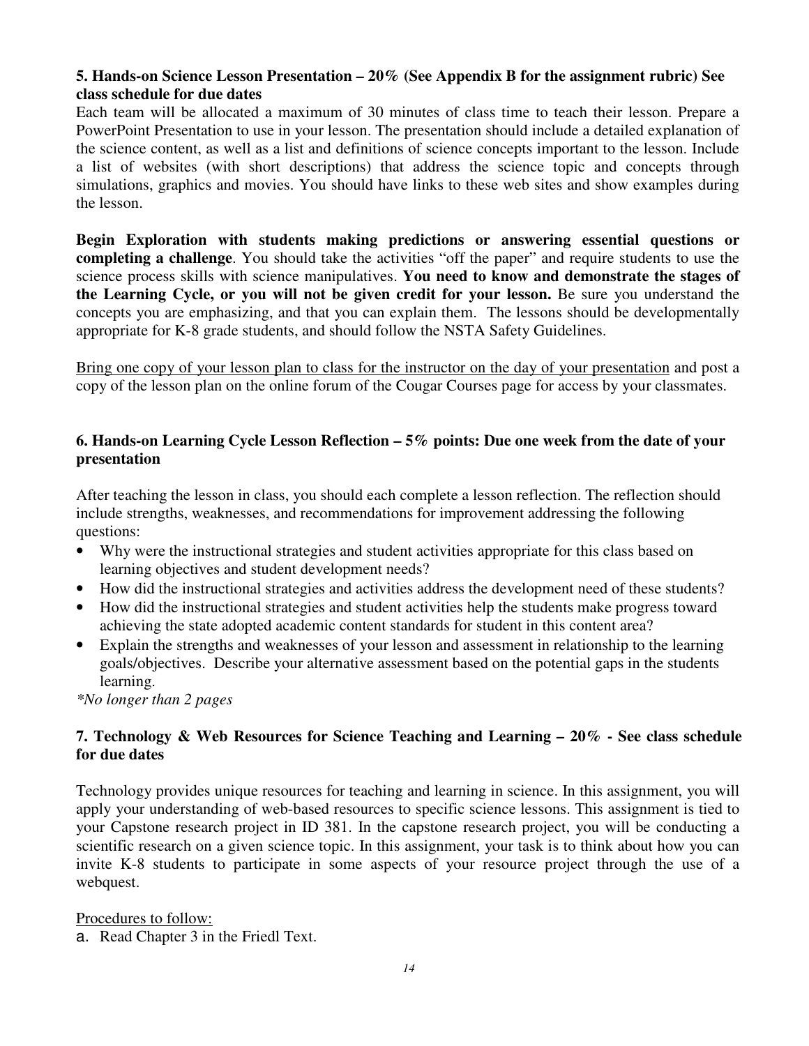**5. Hands-on Science Lesson Presentation – 20% (See Appendix B for the assignment rubric) See class schedule for due dates**

Each team will be allocated a maximum of 30 minutes of class time to teach their lesson. Prepare a PowerPoint Presentation to use in your lesson. The presentation should include a detailed explanation of the science content, as well as a list and definitions of science concepts important to the lesson. Include a list of websites (with short descriptions) that address the science topic and concepts through simulations, graphics and movies. You should have links to these web sites and show examples during the lesson.

**Begin Exploration with students making predictions or answering essential questions or completing a challenge**. You should take the activities "off the paper" and require students to use the science process skills with science manipulatives. **You need to know and demonstrate the stages of the Learning Cycle, or you will not be given credit for your lesson.** Be sure you understand the concepts you are emphasizing, and that you can explain them. The lessons should be developmentally appropriate for K-8 grade students, and should follow the NSTA Safety Guidelines.

<u>Bring one copy of your lesson plan to class for the instructor on the day of your presentation</u> and post a copy of the lesson plan on the online forum of the Cougar Courses page for access by your classmates.

**6. Hands-on Learning Cycle Lesson Reflection – 5% points: Due one week from the date of your presentation**

After teaching the lesson in class, you should each complete a lesson reflection. The reflection should include strengths, weaknesses, and recommendations for improvement addressing the following questions:

- Why were the instructional strategies and student activities appropriate for this class based on learning objectives and student development needs?
- How did the instructional strategies and activities address the development need of these students?
- How did the instructional strategies and student activities help the students make progress toward achieving the state adopted academic content standards for student in this content area?
- Explain the strengths and weaknesses of your lesson and assessment in relationship to the learning goals/objectives. Describe your alternative assessment based on the potential gaps in the students learning.

*\*No longer than 2 pages*

**7. Technology & Web Resources for Science Teaching and Learning – 20% - See class schedule for due dates**

Technology provides unique resources for teaching and learning in science. In this assignment, you will apply your understanding of web-based resources to specific science lessons. This assignment is tied to your Capstone research project in ID 381. In the capstone research project, you will be conducting a scientific research on a given science topic. In this assignment, your task is to think about how you can invite K-8 students to participate in some aspects of your resource project through the use of a webquest.

<u>Procedures to follow:</u>

a. Read Chapter 3 in the Friedl Text.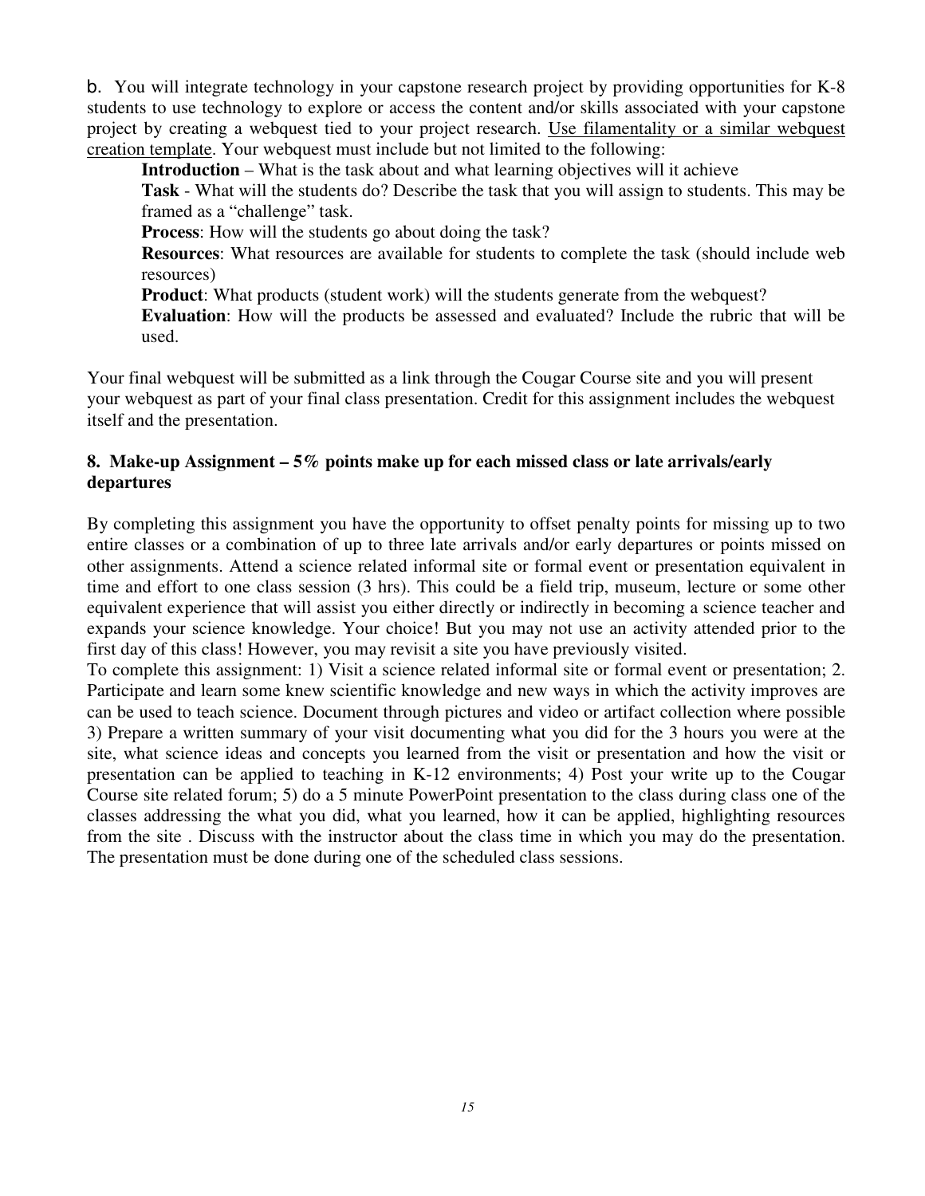b. You will integrate technology in your capstone research project by providing opportunities for K-8 students to use technology to explore or access the content and/or skills associated with your capstone project by creating a webquest tied to your project research. Use filamentality or a similar webquest creation template. Your webquest must include but not limited to the following:

**Introduction** – What is the task about and what learning objectives will it achieve

**Task** - What will the students do? Describe the task that you will assign to students. This may be framed as a "challenge" task.

**Process**: How will the students go about doing the task?

**Resources**: What resources are available for students to complete the task (should include web resources)

**Product**: What products (student work) will the students generate from the webquest?

**Evaluation**: How will the products be assessed and evaluated? Include the rubric that will be used.

Your final webquest will be submitted as a link through the Cougar Course site and you will present your webquest as part of your final class presentation. Credit for this assignment includes the webquest itself and the presentation.

**8. Make-up Assignment – 5% points make up for each missed class or late arrivals/early departures**

By completing this assignment you have the opportunity to offset penalty points for missing up to two entire classes or a combination of up to three late arrivals and/or early departures or points missed on other assignments. Attend a science related informal site or formal event or presentation equivalent in time and effort to one class session (3 hrs). This could be a field trip, museum, lecture or some other equivalent experience that will assist you either directly or indirectly in becoming a science teacher and expands your science knowledge. Your choice! But you may not use an activity attended prior to the first day of this class! However, you may revisit a site you have previously visited.

To complete this assignment: 1) Visit a science related informal site or formal event or presentation; 2. Participate and learn some knew scientific knowledge and new ways in which the activity improves are can be used to teach science. Document through pictures and video or artifact collection where possible 3) Prepare a written summary of your visit documenting what you did for the 3 hours you were at the site, what science ideas and concepts you learned from the visit or presentation and how the visit or presentation can be applied to teaching in K-12 environments; 4) Post your write up to the Cougar Course site related forum; 5) do a 5 minute PowerPoint presentation to the class during class one of the classes addressing the what you did, what you learned, how it can be applied, highlighting resources from the site . Discuss with the instructor about the class time in which you may do the presentation. The presentation must be done during one of the scheduled class sessions.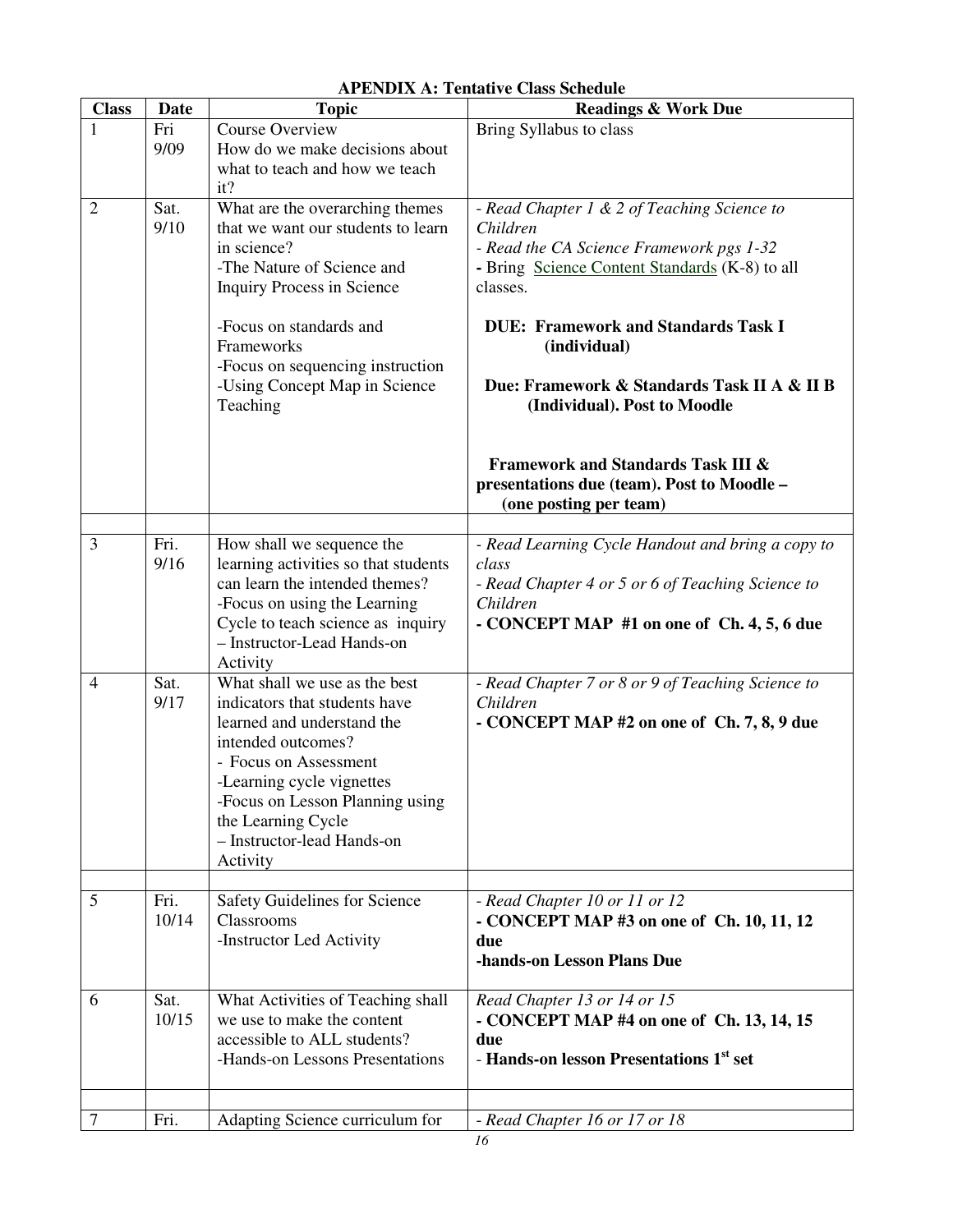**APENDIX A: Tentative Class Schedule**

| Class | Date | Topic | Readings & Work Due |
|---|---|---|---|
| 1 | Fri 9/09 | Course Overview<br>How do we make decisions about what to teach and how we teach it? | Bring Syllabus to class |
| 2 | Sat. 9/10 | What are the overarching themes that we want our students to learn in science?<br>-The Nature of Science and Inquiry Process in Science<br><br>-Focus on standards and Frameworks<br>-Focus on sequencing instruction<br>-Using Concept Map in Science Teaching | *- Read Chapter 1 & 2 of Teaching Science to Children*<br>*- Read the CA Science Framework pgs 1-32*<br>**-** Bring Science Content Standards (K-8) to all classes.<br><br>**DUE: Framework and Standards Task I (individual)**<br><br>**Due: Framework & Standards Task II A & II B (Individual). Post to Moodle**<br><br>**Framework and Standards Task III & presentations due (team). Post to Moodle – (one posting per team)** |
| | | | |
| 3 | Fri. 9/16 | How shall we sequence the learning activities so that students can learn the intended themes?<br>-Focus on using the Learning Cycle to teach science as inquiry – Instructor-Lead Hands-on Activity | *- Read Learning Cycle Handout and bring a copy to class*<br>*- Read Chapter 4 or 5 or 6 of Teaching Science to Children*<br>**- CONCEPT MAP #1 on one of Ch. 4, 5, 6 due** |
| 4 | Sat. 9/17 | What shall we use as the best indicators that students have learned and understand the intended outcomes?<br>- Focus on Assessment<br>-Learning cycle vignettes<br>-Focus on Lesson Planning using the Learning Cycle<br>– Instructor-lead Hands-on Activity | *- Read Chapter 7 or 8 or 9 of Teaching Science to Children*<br>**- CONCEPT MAP #2 on one of Ch. 7, 8, 9 due** |
| | | | |
| 5 | Fri. 10/14 | Safety Guidelines for Science Classrooms<br>-Instructor Led Activity | *- Read Chapter 10 or 11 or 12*<br>**- CONCEPT MAP #3 on one of Ch. 10, 11, 12 due**<br>**-hands-on Lesson Plans Due** |
| 6 | Sat. 10/15 | What Activities of Teaching shall we use to make the content accessible to ALL students?<br>-Hands-on Lessons Presentations | *Read Chapter 13 or 14 or 15*<br>**- CONCEPT MAP #4 on one of Ch. 13, 14, 15 due**<br>- **Hands-on lesson Presentations 1st set** |
| | | | |
| 7 | Fri. | Adapting Science curriculum for | *- Read Chapter 16 or 17 or 18* |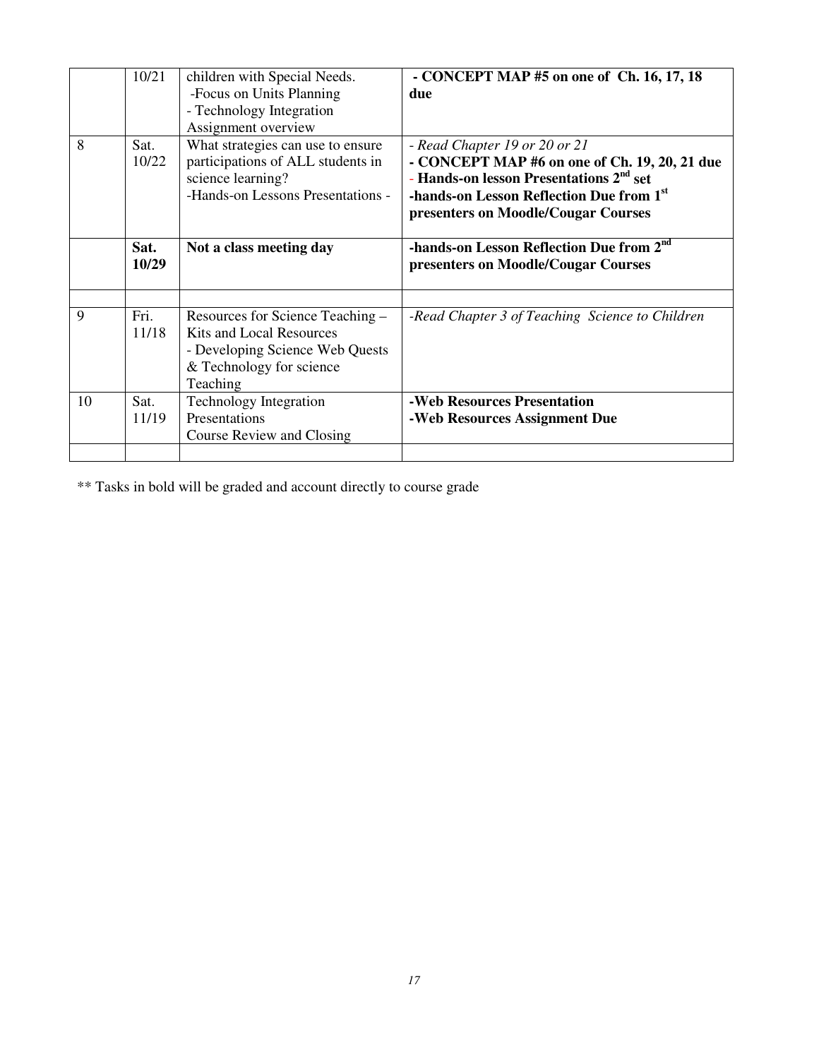| | | | |
|---|---|---|---|
| | 10/21 | children with Special Needs.<br>-Focus on Units Planning<br>- Technology Integration Assignment overview | **- CONCEPT MAP #5 on one of Ch. 16, 17, 18 due** |
| 8 | Sat. 10/22 | What strategies can use to ensure participations of ALL students in science learning?<br>-Hands-on Lessons Presentations - | *- Read Chapter 19 or 20 or 21*<br>**- CONCEPT MAP #6 on one of Ch. 19, 20, 21 due**<br>**- Hands-on lesson Presentations 2nd set**<br>**-hands-on Lesson Reflection Due from 1st presenters on Moodle/Cougar Courses** |
| | **Sat. 10/29** | **Not a class meeting day** | **-hands-on Lesson Reflection Due from 2nd presenters on Moodle/Cougar Courses** |
| | | | |
| 9 | Fri. 11/18 | Resources for Science Teaching – Kits and Local Resources<br>- Developing Science Web Quests & Technology for science Teaching | *-Read Chapter 3 of Teaching Science to Children* |
| 10 | Sat. 11/19 | Technology Integration Presentations<br>Course Review and Closing | **-Web Resources Presentation**<br>**-Web Resources Assignment Due** |
| | | | |

** Tasks in bold will be graded and account directly to course grade